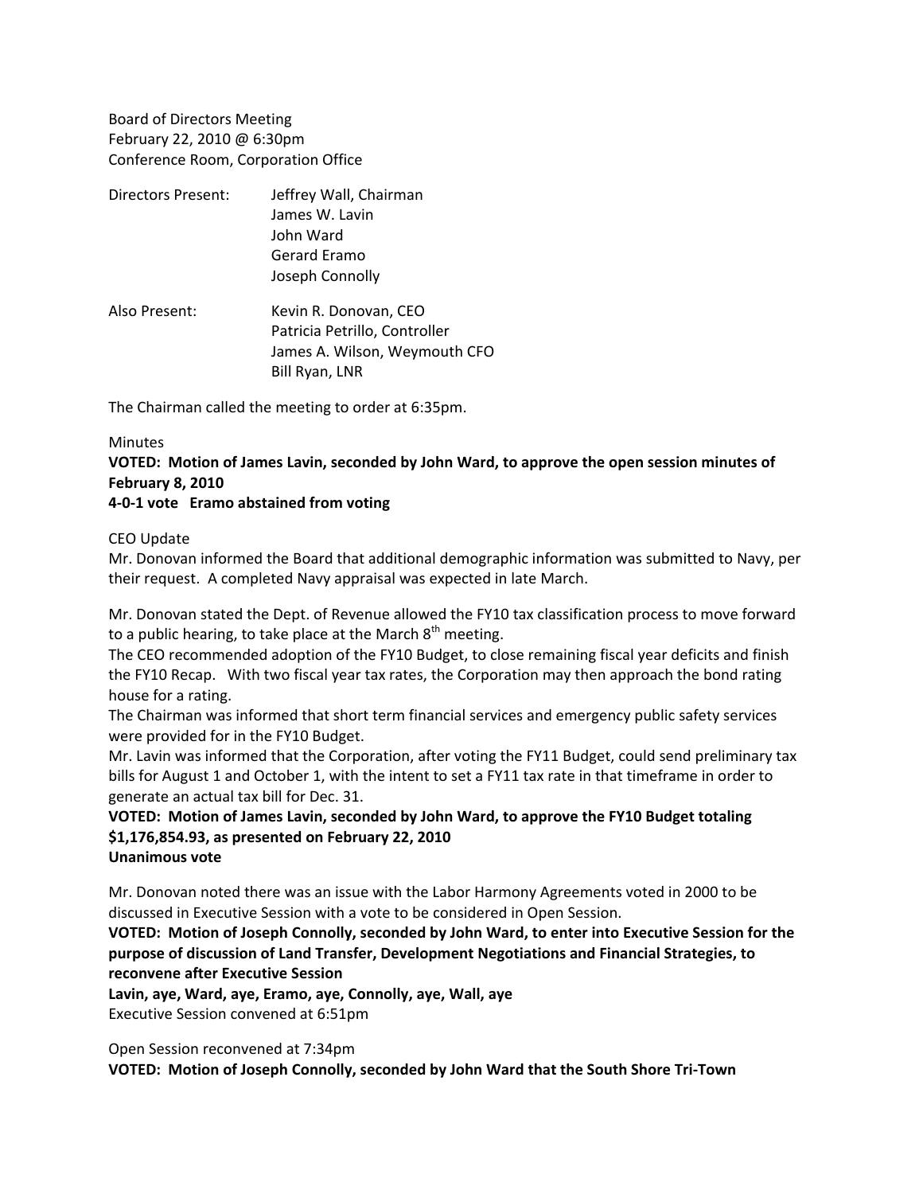Board of Directors Meeting
February 22, 2010 @ 6:30pm
Conference Room, Corporation Office

Directors Present: Jeffrey Wall, Chairman
James W. Lavin
John Ward
Gerard Eramo
Joseph Connolly

Also Present: Kevin R. Donovan, CEO
Patricia Petrillo, Controller
James A. Wilson, Weymouth CFO
Bill Ryan, LNR

The Chairman called the meeting to order at 6:35pm.

Minutes

**VOTED: Motion of James Lavin, seconded by John Ward, to approve the open session minutes of February 8, 2010**
**4-0-1 vote Eramo abstained from voting**

CEO Update

Mr. Donovan informed the Board that additional demographic information was submitted to Navy, per their request. A completed Navy appraisal was expected in late March.

Mr. Donovan stated the Dept. of Revenue allowed the FY10 tax classification process to move forward to a public hearing, to take place at the March 8th meeting.

The CEO recommended adoption of the FY10 Budget, to close remaining fiscal year deficits and finish the FY10 Recap. With two fiscal year tax rates, the Corporation may then approach the bond rating house for a rating.

The Chairman was informed that short term financial services and emergency public safety services were provided for in the FY10 Budget.

Mr. Lavin was informed that the Corporation, after voting the FY11 Budget, could send preliminary tax bills for August 1 and October 1, with the intent to set a FY11 tax rate in that timeframe in order to generate an actual tax bill for Dec. 31.

**VOTED: Motion of James Lavin, seconded by John Ward, to approve the FY10 Budget totaling $1,176,854.93, as presented on February 22, 2010**
**Unanimous vote**

Mr. Donovan noted there was an issue with the Labor Harmony Agreements voted in 2000 to be discussed in Executive Session with a vote to be considered in Open Session.

**VOTED: Motion of Joseph Connolly, seconded by John Ward, to enter into Executive Session for the purpose of discussion of Land Transfer, Development Negotiations and Financial Strategies, to reconvene after Executive Session**
**Lavin, aye, Ward, aye, Eramo, aye, Connolly, aye, Wall, aye**
Executive Session convened at 6:51pm

Open Session reconvened at 7:34pm

**VOTED: Motion of Joseph Connolly, seconded by John Ward that the South Shore Tri-Town**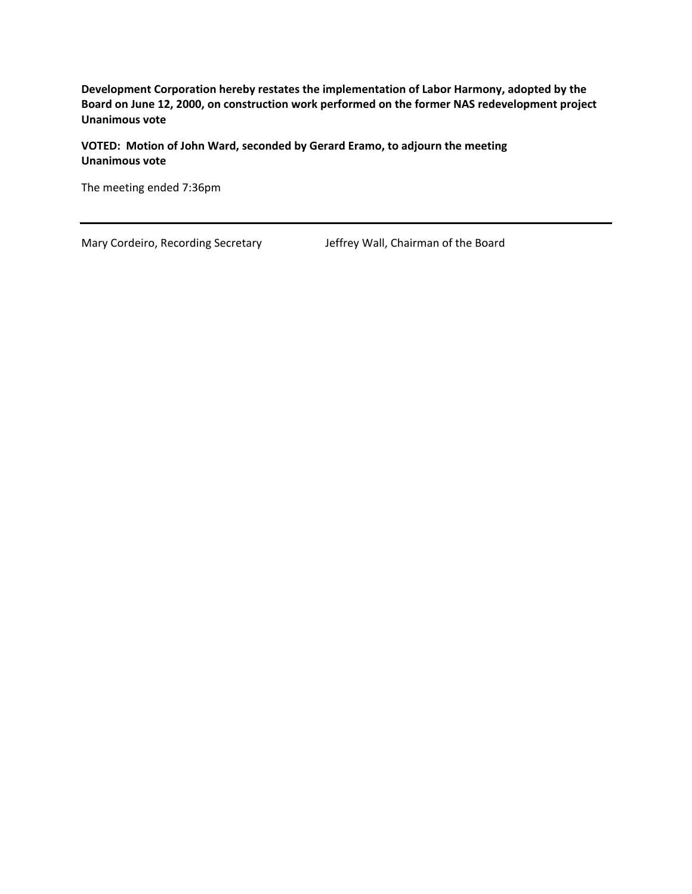**Development Corporation hereby restates the implementation of Labor Harmony, adopted by the Board on June 12, 2000, on construction work performed on the former NAS redevelopment project**
**Unanimous vote**

**VOTED: Motion of John Ward, seconded by Gerard Eramo, to adjourn the meeting**
**Unanimous vote**

The meeting ended 7:36pm

---

Mary Cordeiro, Recording Secretary Jeffrey Wall, Chairman of the Board